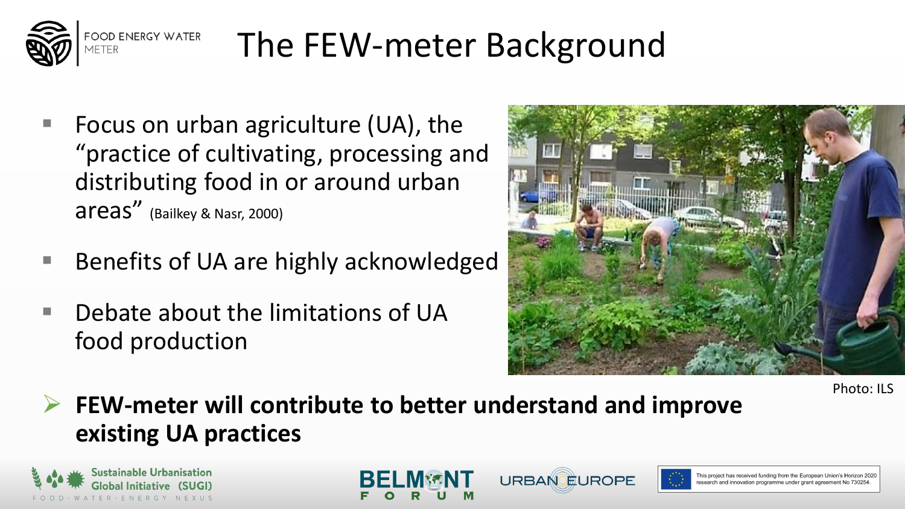# The FEW-meter Background

- Focus on urban agriculture (UA), the "practice of cultivating, processing and distributing food in or around urban areas" (Bailkey & Nasr, 2000)
- Benefits of UA are highly acknowledged
- Debate about the limitations of UA food production

Photo: ILS

- **FEW-meter will contribute to better understand and improve existing UA practices**

This project has received funding from the European Union's Horizon 2020 research and innovation programme under grant agreement No 730254.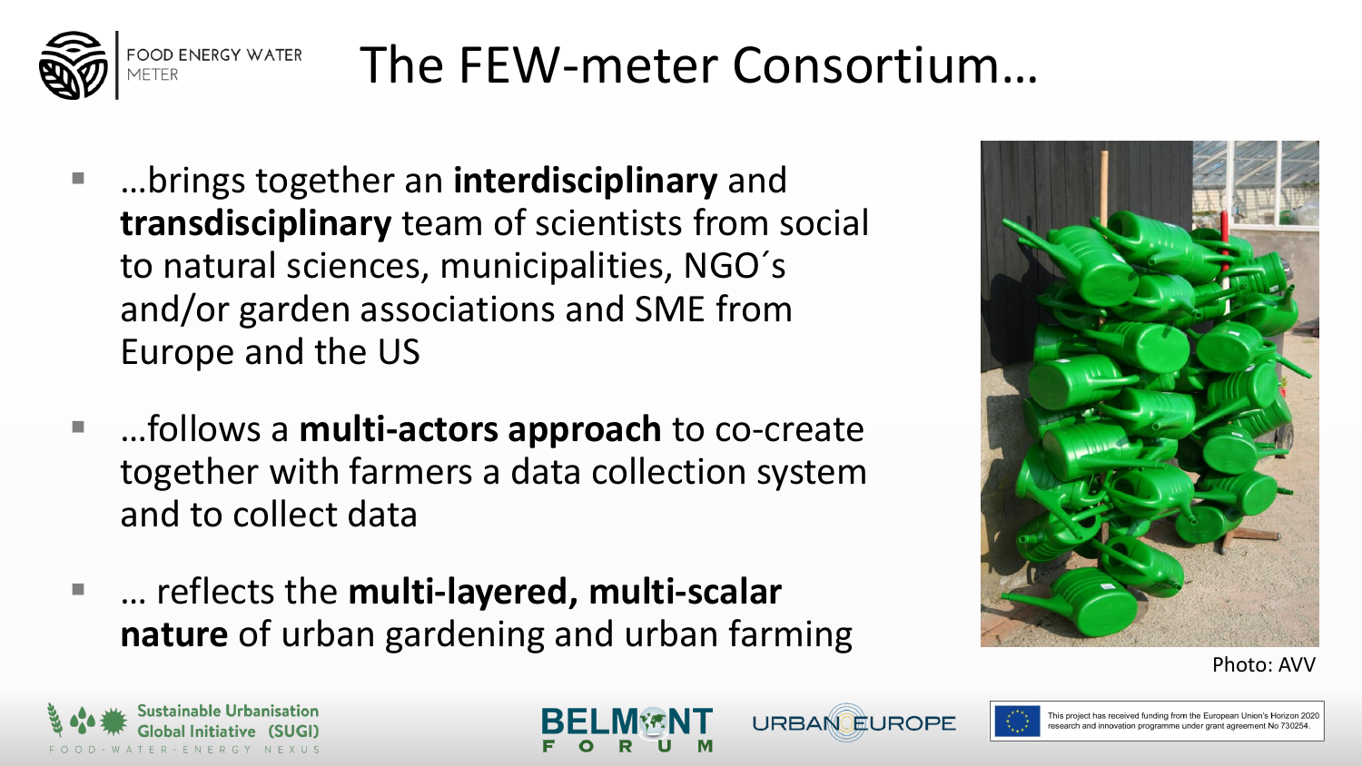# The FEW-meter Consortium…

- …brings together an **interdisciplinary** and **transdisciplinary** team of scientists from social to natural sciences, municipalities, NGO´s and/or garden associations and SME from Europe and the US
- …follows a **multi-actors approach** to co-create together with farmers a data collection system and to collect data
- … reflects the **multi-layered, multi-scalar nature** of urban gardening and urban farming

Photo: AVV

This project has received funding from the European Union's Horizon 2020 research and innovation programme under grant agreement No 730254.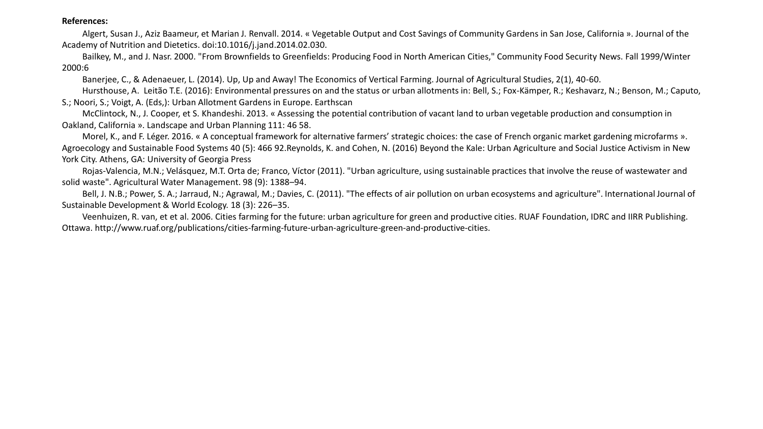**References:**

Algert, Susan J., Aziz Baameur, et Marian J. Renvall. 2014. « Vegetable Output and Cost Savings of Community Gardens in San Jose, California ». Journal of the Academy of Nutrition and Dietetics. doi:10.1016/j.jand.2014.02.030.

Bailkey, M., and J. Nasr. 2000. "From Brownfields to Greenfields: Producing Food in North American Cities," Community Food Security News. Fall 1999/Winter 2000:6

Banerjee, C., & Adenaeuer, L. (2014). Up, Up and Away! The Economics of Vertical Farming. Journal of Agricultural Studies, 2(1), 40-60.

Hursthouse, A. Leitão T.E. (2016): Environmental pressures on and the status or urban allotments in: Bell, S.; Fox-Kämper, R.; Keshavarz, N.; Benson, M.; Caputo, S.; Noori, S.; Voigt, A. (Eds,): Urban Allotment Gardens in Europe. Earthscan

McClintock, N., J. Cooper, et S. Khandeshi. 2013. « Assessing the potential contribution of vacant land to urban vegetable production and consumption in Oakland, California ». Landscape and Urban Planning 111: 46 58.

Morel, K., and F. Léger. 2016. « A conceptual framework for alternative farmers' strategic choices: the case of French organic market gardening microfarms ». Agroecology and Sustainable Food Systems 40 (5): 466 92.Reynolds, K. and Cohen, N. (2016) Beyond the Kale: Urban Agriculture and Social Justice Activism in New York City. Athens, GA: University of Georgia Press

Rojas-Valencia, M.N.; Velásquez, M.T. Orta de; Franco, Víctor (2011). "Urban agriculture, using sustainable practices that involve the reuse of wastewater and solid waste". Agricultural Water Management. 98 (9): 1388–94.

Bell, J. N.B.; Power, S. A.; Jarraud, N.; Agrawal, M.; Davies, C. (2011). "The effects of air pollution on urban ecosystems and agriculture". International Journal of Sustainable Development & World Ecology. 18 (3): 226–35.

Veenhuizen, R. van, et et al. 2006. Cities farming for the future: urban agriculture for green and productive cities. RUAF Foundation, IDRC and IIRR Publishing. Ottawa. http://www.ruaf.org/publications/cities-farming-future-urban-agriculture-green-and-productive-cities.